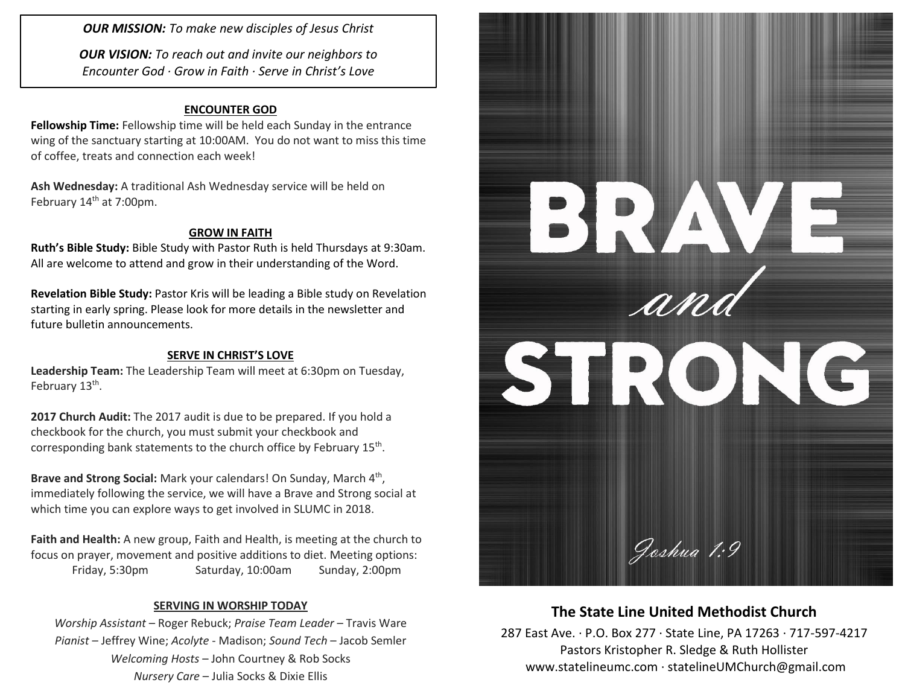***OUR MISSION:*** *To make new disciples of Jesus Christ*

***OUR VISION:*** *To reach out and invite our neighbors to Encounter God · Grow in Faith · Serve in Christ's Love*

## ENCOUNTER GOD

**Fellowship Time:** Fellowship time will be held each Sunday in the entrance wing of the sanctuary starting at 10:00AM. You do not want to miss this time of coffee, treats and connection each week!

**Ash Wednesday:** A traditional Ash Wednesday service will be held on February 14th at 7:00pm.

## GROW IN FAITH

**Ruth's Bible Study:** Bible Study with Pastor Ruth is held Thursdays at 9:30am. All are welcome to attend and grow in their understanding of the Word.

**Revelation Bible Study:** Pastor Kris will be leading a Bible study on Revelation starting in early spring. Please look for more details in the newsletter and future bulletin announcements.

## SERVE IN CHRIST'S LOVE

**Leadership Team:** The Leadership Team will meet at 6:30pm on Tuesday, February 13th.

**2017 Church Audit:** The 2017 audit is due to be prepared. If you hold a checkbook for the church, you must submit your checkbook and corresponding bank statements to the church office by February 15th.

**Brave and Strong Social:** Mark your calendars! On Sunday, March 4th, immediately following the service, we will have a Brave and Strong social at which time you can explore ways to get involved in SLUMC in 2018.

**Faith and Health:** A new group, Faith and Health, is meeting at the church to focus on prayer, movement and positive additions to diet. Meeting options:
Friday, 5:30pm Saturday, 10:00am Sunday, 2:00pm

## SERVING IN WORSHIP TODAY

*Worship Assistant* – Roger Rebuck; *Praise Team Leader* – Travis Ware
*Pianist* – Jeffrey Wine; *Acolyte* - Madison; *Sound Tech* – Jacob Semler
*Welcoming Hosts* – John Courtney & Rob Socks
*Nursery Care* – Julia Socks & Dixie Ellis

# BRAVE *and* STRONG

*Joshua 1:9*

## The State Line United Methodist Church

287 East Ave. · P.O. Box 277 · State Line, PA 17263 · 717-597-4217
Pastors Kristopher R. Sledge & Ruth Hollister
www.statelineumc.com · statelineUMChurch@gmail.com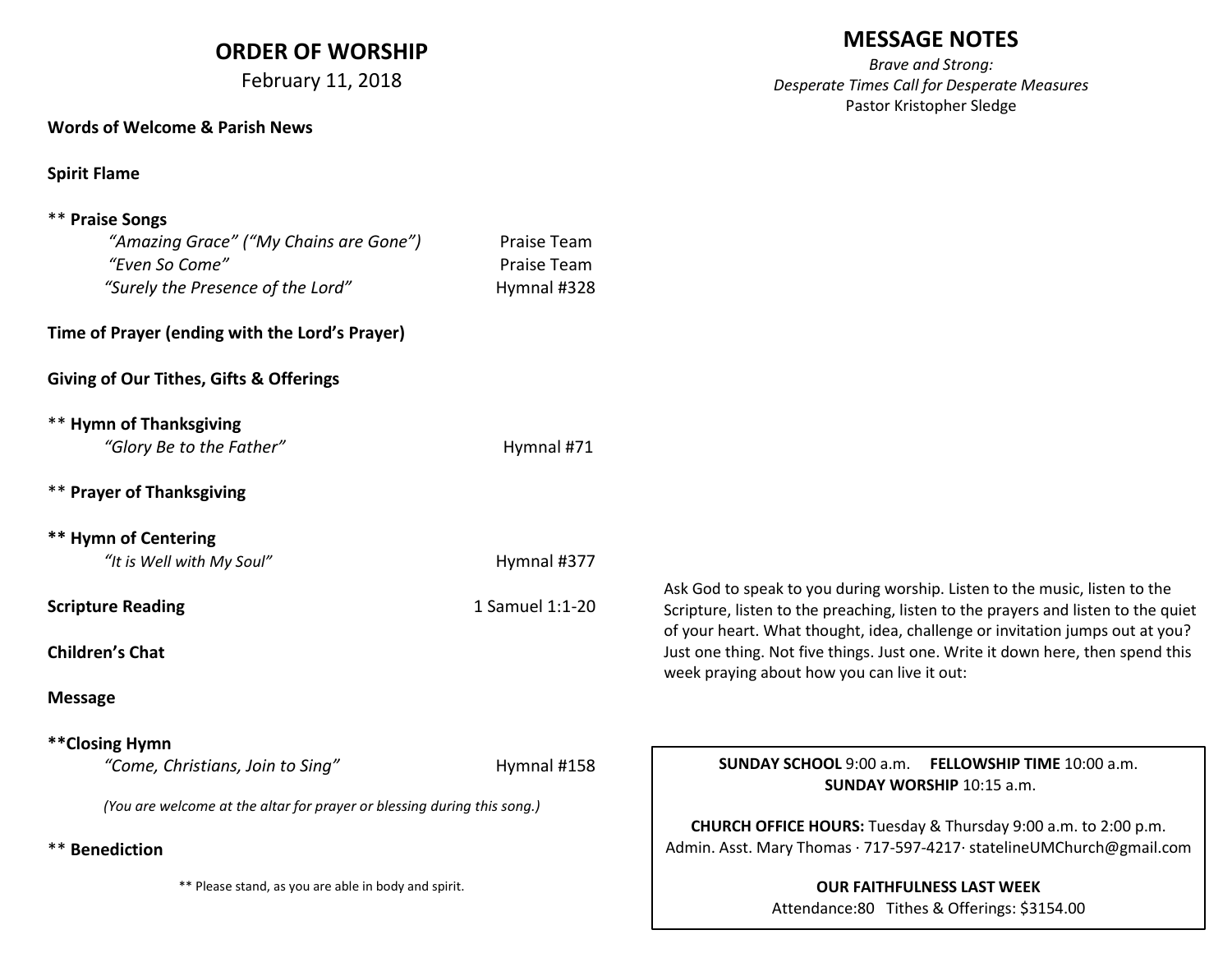## ORDER OF WORSHIP

February 11, 2018

**Words of Welcome & Parish News**

**Spirit Flame**

** **Praise Songs**

| | |
|---|---|
| *"Amazing Grace" ("My Chains are Gone")* | Praise Team |
| *"Even So Come"* | Praise Team |
| *"Surely the Presence of the Lord"* | Hymnal #328 |

**Time of Prayer (ending with the Lord's Prayer)**

**Giving of Our Tithes, Gifts & Offerings**

** **Hymn of Thanksgiving**

*"Glory Be to the Father"* — Hymnal #71

** **Prayer of Thanksgiving**

**** Hymn of Centering**

*"It is Well with My Soul"* — Hymnal #377

**Scripture Reading** — 1 Samuel 1:1-20

**Children's Chat**

**Message**

****Closing Hymn**

*"Come, Christians, Join to Sing"* — Hymnal #158

*(You are welcome at the altar for prayer or blessing during this song.)*

** **Benediction**

** Please stand, as you are able in body and spirit.

## MESSAGE NOTES

*Brave and Strong:*
*Desperate Times Call for Desperate Measures*
Pastor Kristopher Sledge

Ask God to speak to you during worship. Listen to the music, listen to the Scripture, listen to the preaching, listen to the prayers and listen to the quiet of your heart. What thought, idea, challenge or invitation jumps out at you? Just one thing. Not five things. Just one. Write it down here, then spend this week praying about how you can live it out:

**SUNDAY SCHOOL** 9:00 a.m. **FELLOWSHIP TIME** 10:00 a.m.
**SUNDAY WORSHIP** 10:15 a.m.

**CHURCH OFFICE HOURS:** Tuesday & Thursday 9:00 a.m. to 2:00 p.m.
Admin. Asst. Mary Thomas · 717-597-4217· statelineUMChurch@gmail.com

**OUR FAITHFULNESS LAST WEEK**
Attendance:80 Tithes & Offerings: $3154.00